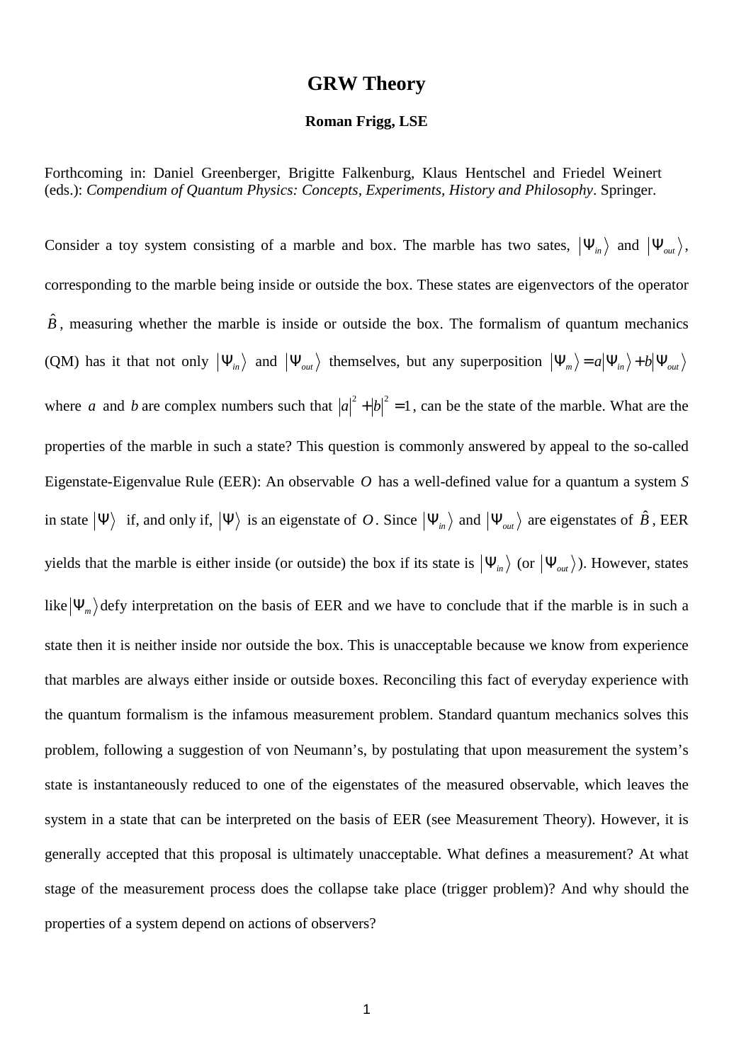# GRW Theory

**Roman Frigg, LSE**

Forthcoming in: Daniel Greenberger, Brigitte Falkenburg, Klaus Hentschel and Friedel Weinert (eds.): *Compendium of Quantum Physics: Concepts, Experiments, History and Philosophy*. Springer.

Consider a toy system consisting of a marble and box. The marble has two sates, $|\Psi_{in}\rangle$ and $|\Psi_{out}\rangle$, corresponding to the marble being inside or outside the box. These states are eigenvectors of the operator $\hat{B}$, measuring whether the marble is inside or outside the box. The formalism of quantum mechanics (QM) has it that not only $|\Psi_{in}\rangle$ and $|\Psi_{out}\rangle$ themselves, but any superposition $|\Psi_m\rangle = a|\Psi_{in}\rangle + b|\Psi_{out}\rangle$ where $a$ and $b$ are complex numbers such that $|a|^2 + |b|^2 = 1$, can be the state of the marble. What are the properties of the marble in such a state? This question is commonly answered by appeal to the so-called Eigenstate-Eigenvalue Rule (EER): An observable $O$ has a well-defined value for a quantum a system $S$ in state $|\Psi\rangle$ if, and only if, $|\Psi\rangle$ is an eigenstate of $O$. Since $|\Psi_{in}\rangle$ and $|\Psi_{out}\rangle$ are eigenstates of $\hat{B}$, EER yields that the marble is either inside (or outside) the box if its state is $|\Psi_{in}\rangle$ (or $|\Psi_{out}\rangle$). However, states like $|\Psi_m\rangle$ defy interpretation on the basis of EER and we have to conclude that if the marble is in such a state then it is neither inside nor outside the box. This is unacceptable because we know from experience that marbles are always either inside or outside boxes. Reconciling this fact of everyday experience with the quantum formalism is the infamous measurement problem. Standard quantum mechanics solves this problem, following a suggestion of von Neumann's, by postulating that upon measurement the system's state is instantaneously reduced to one of the eigenstates of the measured observable, which leaves the system in a state that can be interpreted on the basis of EER (see Measurement Theory). However, it is generally accepted that this proposal is ultimately unacceptable. What defines a measurement? At what stage of the measurement process does the collapse take place (trigger problem)? And why should the properties of a system depend on actions of observers?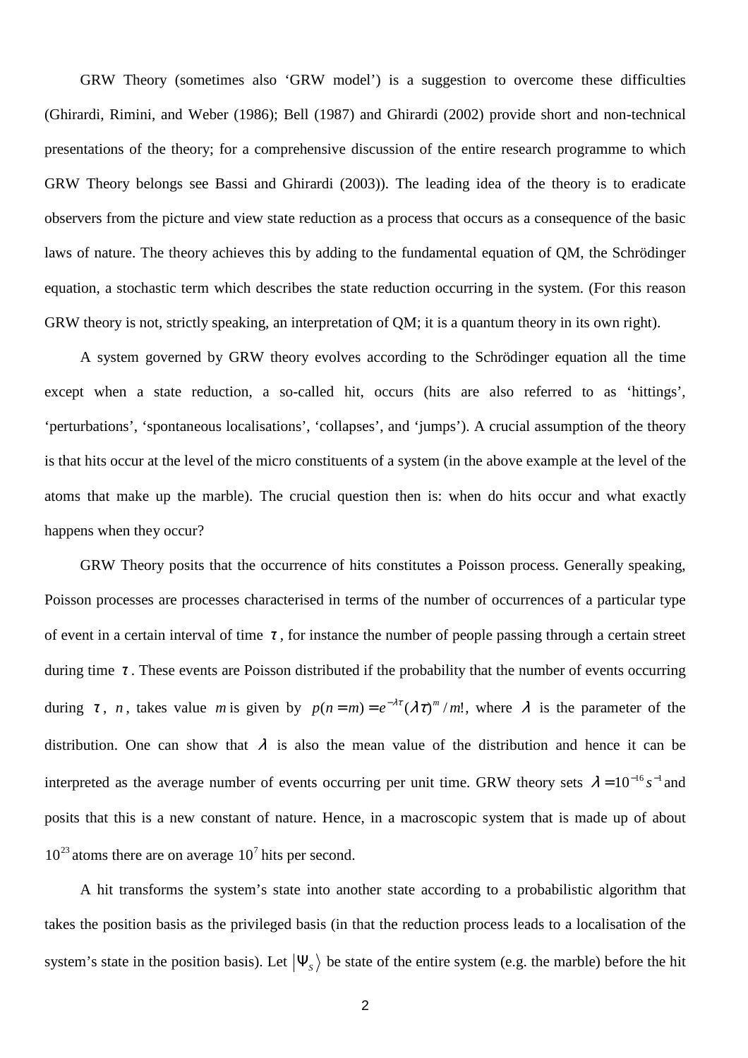GRW Theory (sometimes also 'GRW model') is a suggestion to overcome these difficulties (Ghirardi, Rimini, and Weber (1986); Bell (1987) and Ghirardi (2002) provide short and non-technical presentations of the theory; for a comprehensive discussion of the entire research programme to which GRW Theory belongs see Bassi and Ghirardi (2003)). The leading idea of the theory is to eradicate observers from the picture and view state reduction as a process that occurs as a consequence of the basic laws of nature. The theory achieves this by adding to the fundamental equation of QM, the Schrödinger equation, a stochastic term which describes the state reduction occurring in the system. (For this reason GRW theory is not, strictly speaking, an interpretation of QM; it is a quantum theory in its own right).

A system governed by GRW theory evolves according to the Schrödinger equation all the time except when a state reduction, a so-called hit, occurs (hits are also referred to as 'hittings', 'perturbations', 'spontaneous localisations', 'collapses', and 'jumps'). A crucial assumption of the theory is that hits occur at the level of the micro constituents of a system (in the above example at the level of the atoms that make up the marble). The crucial question then is: when do hits occur and what exactly happens when they occur?

GRW Theory posits that the occurrence of hits constitutes a Poisson process. Generally speaking, Poisson processes are processes characterised in terms of the number of occurrences of a particular type of event in a certain interval of time $\tau$, for instance the number of people passing through a certain street during time $\tau$. These events are Poisson distributed if the probability that the number of events occurring during $\tau$, $n$, takes value $m$ is given by $p(n=m)=e^{-\lambda\tau}(\lambda\tau)^m/m!$, where $\lambda$ is the parameter of the distribution. One can show that $\lambda$ is also the mean value of the distribution and hence it can be interpreted as the average number of events occurring per unit time. GRW theory sets $\lambda=10^{-16}s^{-1}$ and posits that this is a new constant of nature. Hence, in a macroscopic system that is made up of about $10^{23}$ atoms there are on average $10^7$ hits per second.

A hit transforms the system's state into another state according to a probabilistic algorithm that takes the position basis as the privileged basis (in that the reduction process leads to a localisation of the system's state in the position basis). Let $|\Psi_S\rangle$ be state of the entire system (e.g. the marble) before the hit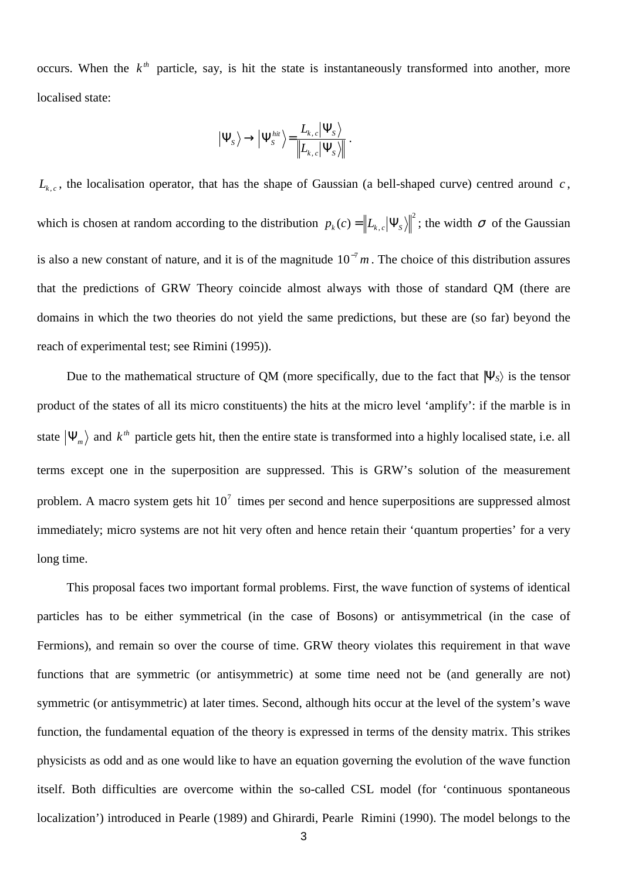occurs. When the $k^{th}$ particle, say, is hit the state is instantaneously transformed into another, more localised state:

$$|\Psi_S\rangle \rightarrow |\Psi_S^{hit}\rangle = \frac{L_{k,c}|\Psi_S\rangle}{\left\| L_{k,c}|\Psi_S\rangle \right\|}.$$

$L_{k,c}$, the localisation operator, that has the shape of Gaussian (a bell-shaped curve) centred around $c$, which is chosen at random according to the distribution $p_k(c) = \left\| L_{k,c}|\Psi_S\rangle \right\|^2$; the width $\sigma$ of the Gaussian is also a new constant of nature, and it is of the magnitude $10^{-7}m$. The choice of this distribution assures that the predictions of GRW Theory coincide almost always with those of standard QM (there are domains in which the two theories do not yield the same predictions, but these are (so far) beyond the reach of experimental test; see Rimini (1995)).

Due to the mathematical structure of QM (more specifically, due to the fact that $|\Psi_S\rangle$ is the tensor product of the states of all its micro constituents) the hits at the micro level 'amplify': if the marble is in state $|\Psi_m\rangle$ and $k^{th}$ particle gets hit, then the entire state is transformed into a highly localised state, i.e. all terms except one in the superposition are suppressed. This is GRW's solution of the measurement problem. A macro system gets hit $10^7$ times per second and hence superpositions are suppressed almost immediately; micro systems are not hit very often and hence retain their 'quantum properties' for a very long time.

This proposal faces two important formal problems. First, the wave function of systems of identical particles has to be either symmetrical (in the case of Bosons) or antisymmetrical (in the case of Fermions), and remain so over the course of time. GRW theory violates this requirement in that wave functions that are symmetric (or antisymmetric) at some time need not be (and generally are not) symmetric (or antisymmetric) at later times. Second, although hits occur at the level of the system's wave function, the fundamental equation of the theory is expressed in terms of the density matrix. This strikes physicists as odd and as one would like to have an equation governing the evolution of the wave function itself. Both difficulties are overcome within the so-called CSL model (for 'continuous spontaneous localization') introduced in Pearle (1989) and Ghirardi, Pearle  Rimini (1990). The model belongs to the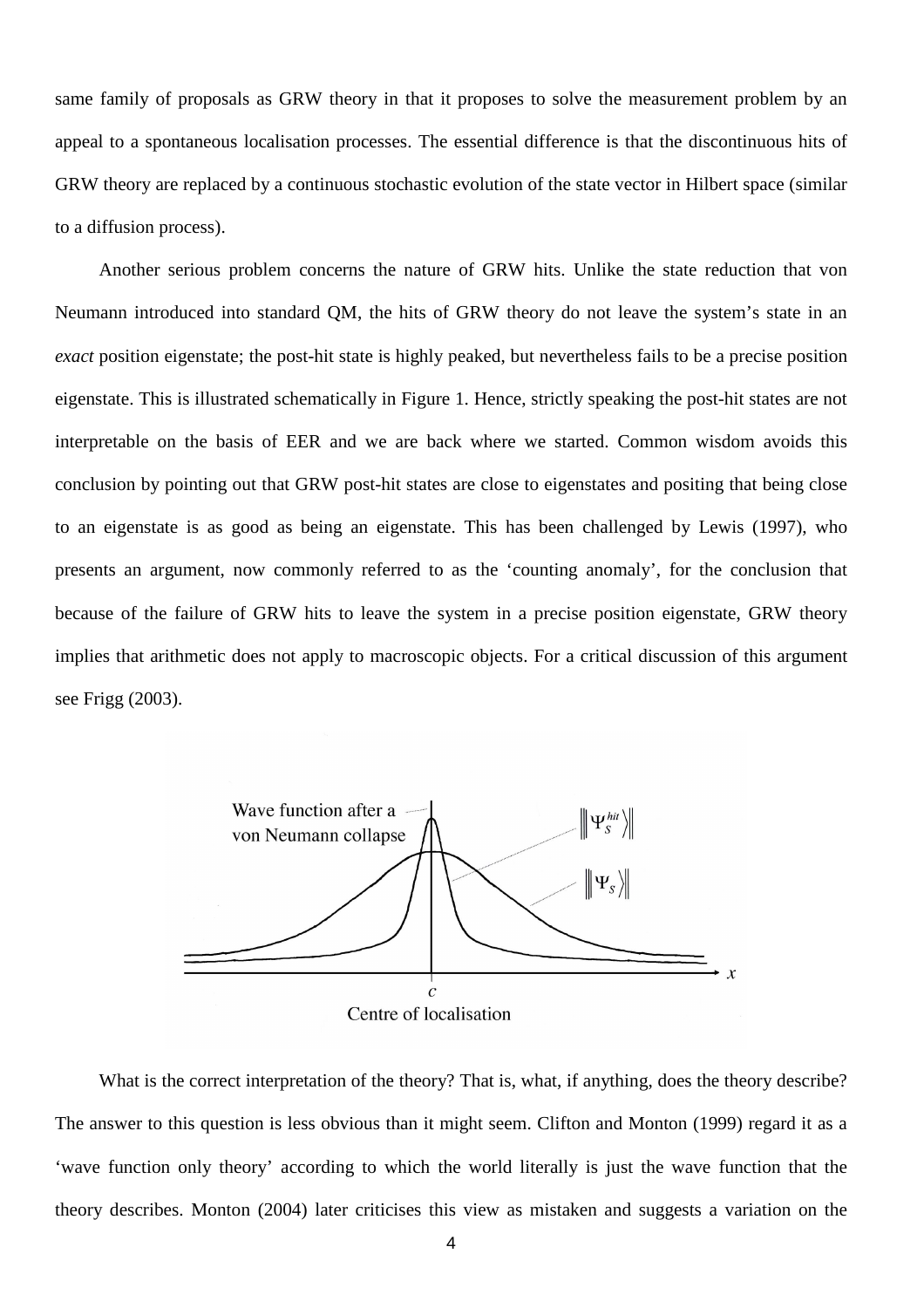same family of proposals as GRW theory in that it proposes to solve the measurement problem by an appeal to a spontaneous localisation processes. The essential difference is that the discontinuous hits of GRW theory are replaced by a continuous stochastic evolution of the state vector in Hilbert space (similar to a diffusion process).

Another serious problem concerns the nature of GRW hits. Unlike the state reduction that von Neumann introduced into standard QM, the hits of GRW theory do not leave the system's state in an *exact* position eigenstate; the post-hit state is highly peaked, but nevertheless fails to be a precise position eigenstate. This is illustrated schematically in Figure 1. Hence, strictly speaking the post-hit states are not interpretable on the basis of EER and we are back where we started. Common wisdom avoids this conclusion by pointing out that GRW post-hit states are close to eigenstates and positing that being close to an eigenstate is as good as being an eigenstate. This has been challenged by Lewis (1997), who presents an argument, now commonly referred to as the 'counting anomaly', for the conclusion that because of the failure of GRW hits to leave the system in a precise position eigenstate, GRW theory implies that arithmetic does not apply to macroscopic objects. For a critical discussion of this argument see Frigg (2003).

What is the correct interpretation of the theory? That is, what, if anything, does the theory describe? The answer to this question is less obvious than it might seem. Clifton and Monton (1999) regard it as a 'wave function only theory' according to which the world literally is just the wave function that the theory describes. Monton (2004) later criticises this view as mistaken and suggests a variation on the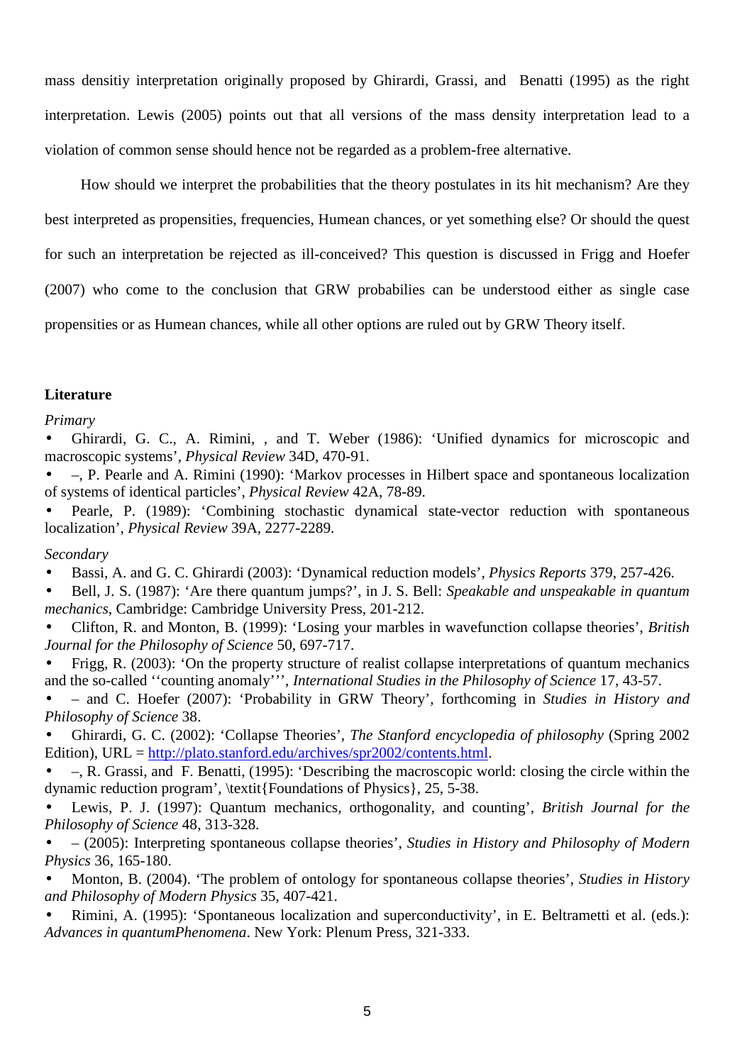mass densitiy interpretation originally proposed by Ghirardi, Grassi, and Benatti (1995) as the right interpretation. Lewis (2005) points out that all versions of the mass density interpretation lead to a violation of common sense should hence not be regarded as a problem-free alternative.

How should we interpret the probabilities that the theory postulates in its hit mechanism? Are they best interpreted as propensities, frequencies, Humean chances, or yet something else? Or should the quest for such an interpretation be rejected as ill-conceived? This question is discussed in Frigg and Hoefer (2007) who come to the conclusion that GRW probabilies can be understood either as single case propensities or as Humean chances, while all other options are ruled out by GRW Theory itself.

**Literature**

*Primary*

- Ghirardi, G. C., A. Rimini, , and T. Weber (1986): 'Unified dynamics for microscopic and macroscopic systems', *Physical Review* 34D, 470-91.
- –, P. Pearle and A. Rimini (1990): 'Markov processes in Hilbert space and spontaneous localization of systems of identical particles', *Physical Review* 42A, 78-89.
- Pearle, P. (1989): 'Combining stochastic dynamical state-vector reduction with spontaneous localization', *Physical Review* 39A, 2277-2289.

*Secondary*

- Bassi, A. and G. C. Ghirardi (2003): 'Dynamical reduction models', *Physics Reports* 379, 257-426.
- Bell, J. S. (1987): 'Are there quantum jumps?', in J. S. Bell: *Speakable and unspeakable in quantum mechanics*, Cambridge: Cambridge University Press, 201-212.
- Clifton, R. and Monton, B. (1999): 'Losing your marbles in wavefunction collapse theories', *British Journal for the Philosophy of Science* 50, 697-717.
- Frigg, R. (2003): 'On the property structure of realist collapse interpretations of quantum mechanics and the so-called ''counting anomaly''', *International Studies in the Philosophy of Science* 17, 43-57.
- – and C. Hoefer (2007): 'Probability in GRW Theory', forthcoming in *Studies in History and Philosophy of Science* 38.
- Ghirardi, G. C. (2002): 'Collapse Theories', *The Stanford encyclopedia of philosophy* (Spring 2002 Edition), URL = http://plato.stanford.edu/archives/spr2002/contents.html.
- –, R. Grassi, and F. Benatti, (1995): 'Describing the macroscopic world: closing the circle within the dynamic reduction program', \textit{Foundations of Physics}, 25, 5-38.
- Lewis, P. J. (1997): Quantum mechanics, orthogonality, and counting', *British Journal for the Philosophy of Science* 48, 313-328.
- – (2005): Interpreting spontaneous collapse theories', *Studies in History and Philosophy of Modern Physics* 36, 165-180.
- Monton, B. (2004). 'The problem of ontology for spontaneous collapse theories', *Studies in History and Philosophy of Modern Physics* 35, 407-421.
- Rimini, A. (1995): 'Spontaneous localization and superconductivity', in E. Beltrametti et al. (eds.): *Advances in quantumPhenomena*. New York: Plenum Press, 321-333.